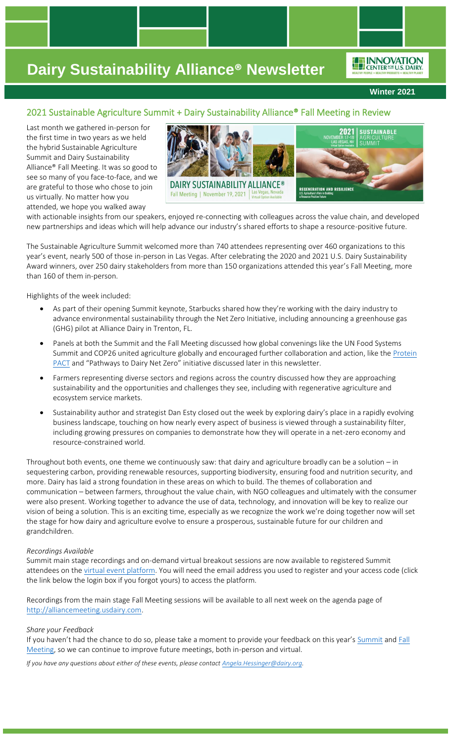# Dairy Sustainability Alliance® Newsletter

**Winter 2021**

## 2021 Sustainable Agriculture Summit + Dairy Sustainability Alliance® Fall Meeting in Review

Last month we gathered in-person for the first time in two years as we held the hybrid Sustainable Agriculture Summit and Dairy Sustainability Alliance® Fall Meeting. It was so good to see so many of you face-to-face, and we are grateful to those who chose to join us virtually. No matter how you attended, we hope you walked away with actionable insights from our speakers, enjoyed re-connecting with colleagues across the value chain, and developed new partnerships and ideas which will help advance our industry's shared efforts to shape a resource-positive future.

The Sustainable Agriculture Summit welcomed more than 740 attendees representing over 460 organizations to this year's event, nearly 500 of those in-person in Las Vegas. After celebrating the 2020 and 2021 U.S. Dairy Sustainability Award winners, over 250 dairy stakeholders from more than 150 organizations attended this year's Fall Meeting, more than 160 of them in-person.

Highlights of the week included:

- As part of their opening Summit keynote, Starbucks shared how they're working with the dairy industry to advance environmental sustainability through the Net Zero Initiative, including announcing a greenhouse gas (GHG) pilot at Alliance Dairy in Trenton, FL.
- Panels at both the Summit and the Fall Meeting discussed how global convenings like the UN Food Systems Summit and COP26 united agriculture globally and encouraged further collaboration and action, like the Protein PACT and "Pathways to Dairy Net Zero" initiative discussed later in this newsletter.
- Farmers representing diverse sectors and regions across the country discussed how they are approaching sustainability and the opportunities and challenges they see, including with regenerative agriculture and ecosystem service markets.
- Sustainability author and strategist Dan Esty closed out the week by exploring dairy's place in a rapidly evolving business landscape, touching on how nearly every aspect of business is viewed through a sustainability filter, including growing pressures on companies to demonstrate how they will operate in a net-zero economy and resource-constrained world.

Throughout both events, one theme we continuously saw: that dairy and agriculture broadly can be a solution – in sequestering carbon, providing renewable resources, supporting biodiversity, ensuring food and nutrition security, and more. Dairy has laid a strong foundation in these areas on which to build. The themes of collaboration and communication – between farmers, throughout the value chain, with NGO colleagues and ultimately with the consumer were also present. Working together to advance the use of data, technology, and innovation will be key to realize our vision of being a solution. This is an exciting time, especially as we recognize the work we're doing together now will set the stage for how dairy and agriculture evolve to ensure a prosperous, sustainable future for our children and grandchildren.

*Recordings Available*

Summit main stage recordings and on-demand virtual breakout sessions are now available to registered Summit attendees on the virtual event platform. You will need the email address you used to register and your access code (click the link below the login box if you forgot yours) to access the platform.

Recordings from the main stage Fall Meeting sessions will be available to all next week on the agenda page of http://alliancemeeting.usdairy.com.

*Share your Feedback*

If you haven't had the chance to do so, please take a moment to provide your feedback on this year's Summit and Fall Meeting, so we can continue to improve future meetings, both in-person and virtual.

*If you have any questions about either of these events, please contact Angela.Hessinger@dairy.org.*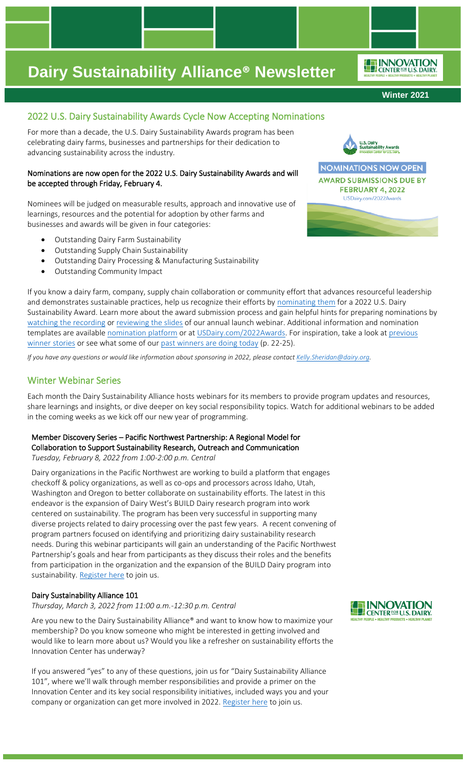# Dairy Sustainability Alliance® Newsletter

**Winter 2021**

## 2022 U.S. Dairy Sustainability Awards Cycle Now Accepting Nominations

For more than a decade, the U.S. Dairy Sustainability Awards program has been celebrating dairy farms, businesses and partnerships for their dedication to advancing sustainability across the industry.

**Nominations are now open for the 2022 U.S. Dairy Sustainability Awards and will be accepted through Friday, February 4.**

Nominees will be judged on measurable results, approach and innovative use of learnings, resources and the potential for adoption by other farms and businesses and awards will be given in four categories:

- Outstanding Dairy Farm Sustainability
- Outstanding Supply Chain Sustainability
- Outstanding Dairy Processing & Manufacturing Sustainability
- Outstanding Community Impact

If you know a dairy farm, company, supply chain collaboration or community effort that advances resourceful leadership and demonstrates sustainable practices, help us recognize their efforts by nominating them for a 2022 U.S. Dairy Sustainability Award. Learn more about the award submission process and gain helpful hints for preparing nominations by watching the recording or reviewing the slides of our annual launch webinar. Additional information and nomination templates are available nomination platform or at USDairy.com/2022Awards. For inspiration, take a look at previous winner stories or see what some of our past winners are doing today (p. 22-25).

*If you have any questions or would like information about sponsoring in 2022, please contact Kelly.Sheridan@dairy.org.*

## Winter Webinar Series

Each month the Dairy Sustainability Alliance hosts webinars for its members to provide program updates and resources, share learnings and insights, or dive deeper on key social responsibility topics. Watch for additional webinars to be added in the coming weeks as we kick off our new year of programming.

### Member Discovery Series – Pacific Northwest Partnership: A Regional Model for Collaboration to Support Sustainability Research, Outreach and Communication

*Tuesday, February 8, 2022 from 1:00-2:00 p.m. Central*

Dairy organizations in the Pacific Northwest are working to build a platform that engages checkoff & policy organizations, as well as co-ops and processors across Idaho, Utah, Washington and Oregon to better collaborate on sustainability efforts. The latest in this endeavor is the expansion of Dairy West's BUILD Dairy research program into work centered on sustainability. The program has been very successful in supporting many diverse projects related to dairy processing over the past few years. A recent convening of program partners focused on identifying and prioritizing dairy sustainability research needs. During this webinar participants will gain an understanding of the Pacific Northwest Partnership's goals and hear from participants as they discuss their roles and the benefits from participation in the organization and the expansion of the BUILD Dairy program into sustainability. Register here to join us.

### Dairy Sustainability Alliance 101

*Thursday, March 3, 2022 from 11:00 a.m.-12:30 p.m. Central*

Are you new to the Dairy Sustainability Alliance® and want to know how to maximize your membership? Do you know someone who might be interested in getting involved and would like to learn more about us? Would you like a refresher on sustainability efforts the Innovation Center has underway?

If you answered "yes" to any of these questions, join us for "Dairy Sustainability Alliance 101", where we'll walk through member responsibilities and provide a primer on the Innovation Center and its key social responsibility initiatives, included ways you and your company or organization can get more involved in 2022. Register here to join us.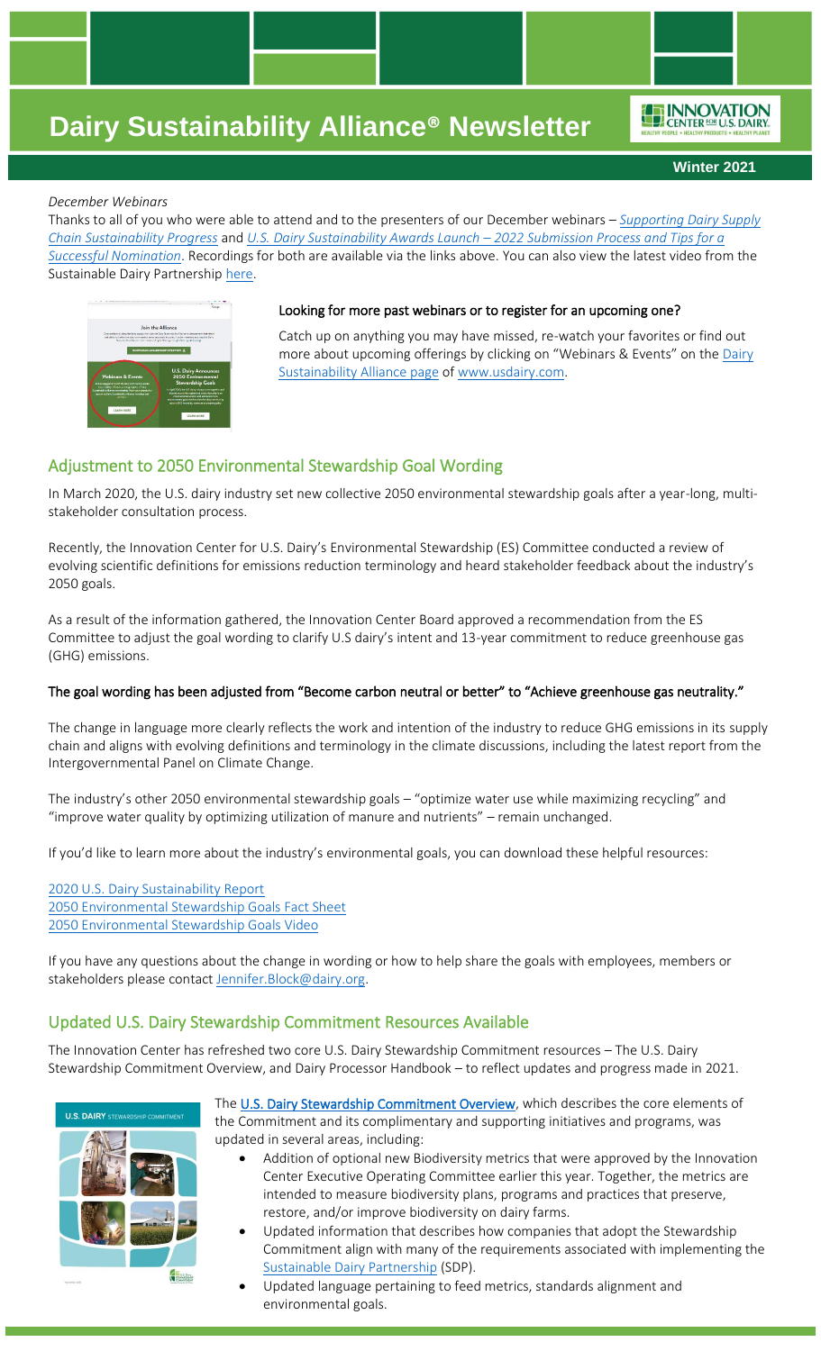*December Webinars*

Thanks to all of you who were able to attend and to the presenters of our December webinars – *Supporting Dairy Supply Chain Sustainability Progress* and *U.S. Dairy Sustainability Awards Launch – 2022 Submission Process and Tips for a Successful Nomination*. Recordings for both are available via the links above. You can also view the latest video from the Sustainable Dairy Partnership here.

**Looking for more past webinars or to register for an upcoming one?**

Catch up on anything you may have missed, re-watch your favorites or find out more about upcoming offerings by clicking on "Webinars & Events" on the Dairy Sustainability Alliance page of www.usdairy.com.

## Adjustment to 2050 Environmental Stewardship Goal Wording

In March 2020, the U.S. dairy industry set new collective 2050 environmental stewardship goals after a year-long, multi-stakeholder consultation process.

Recently, the Innovation Center for U.S. Dairy's Environmental Stewardship (ES) Committee conducted a review of evolving scientific definitions for emissions reduction terminology and heard stakeholder feedback about the industry's 2050 goals.

As a result of the information gathered, the Innovation Center Board approved a recommendation from the ES Committee to adjust the goal wording to clarify U.S dairy's intent and 13-year commitment to reduce greenhouse gas (GHG) emissions.

**The goal wording has been adjusted from "Become carbon neutral or better" to "Achieve greenhouse gas neutrality."**

The change in language more clearly reflects the work and intention of the industry to reduce GHG emissions in its supply chain and aligns with evolving definitions and terminology in the climate discussions, including the latest report from the Intergovernmental Panel on Climate Change.

The industry's other 2050 environmental stewardship goals – "optimize water use while maximizing recycling" and "improve water quality by optimizing utilization of manure and nutrients" – remain unchanged.

If you'd like to learn more about the industry's environmental goals, you can download these helpful resources:

2020 U.S. Dairy Sustainability Report
2050 Environmental Stewardship Goals Fact Sheet
2050 Environmental Stewardship Goals Video

If you have any questions about the change in wording or how to help share the goals with employees, members or stakeholders please contact Jennifer.Block@dairy.org.

## Updated U.S. Dairy Stewardship Commitment Resources Available

The Innovation Center has refreshed two core U.S. Dairy Stewardship Commitment resources – The U.S. Dairy Stewardship Commitment Overview, and Dairy Processor Handbook – to reflect updates and progress made in 2021.

The U.S. Dairy Stewardship Commitment Overview, which describes the core elements of the Commitment and its complimentary and supporting initiatives and programs, was updated in several areas, including:

- Addition of optional new Biodiversity metrics that were approved by the Innovation Center Executive Operating Committee earlier this year. Together, the metrics are intended to measure biodiversity plans, programs and practices that preserve, restore, and/or improve biodiversity on dairy farms.
- Updated information that describes how companies that adopt the Stewardship Commitment align with many of the requirements associated with implementing the Sustainable Dairy Partnership (SDP).
- Updated language pertaining to feed metrics, standards alignment and environmental goals.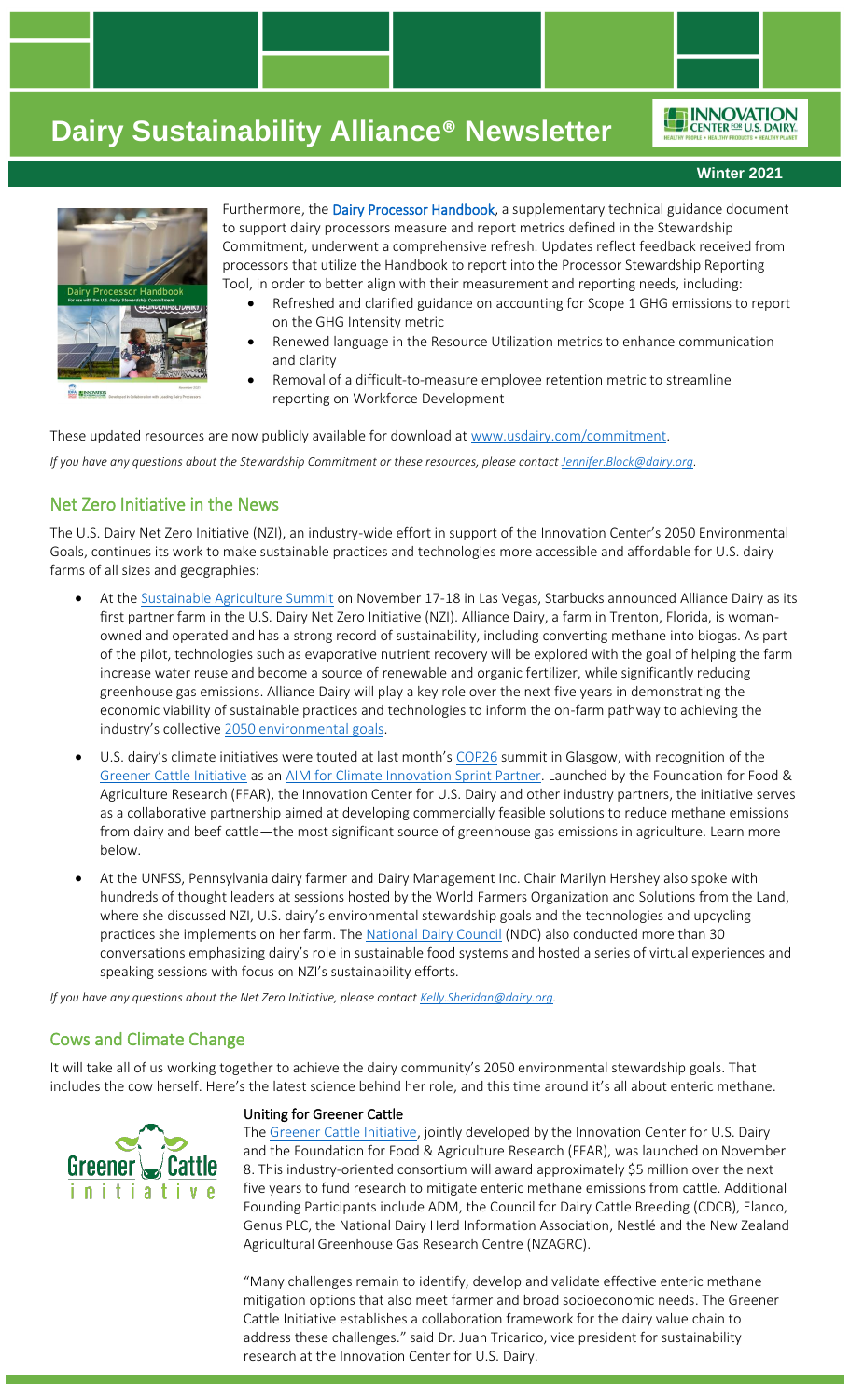Furthermore, the **Dairy Processor Handbook**, a supplementary technical guidance document to support dairy processors measure and report metrics defined in the Stewardship Commitment, underwent a comprehensive refresh. Updates reflect feedback received from processors that utilize the Handbook to report into the Processor Stewardship Reporting Tool, in order to better align with their measurement and reporting needs, including:

- Refreshed and clarified guidance on accounting for Scope 1 GHG emissions to report on the GHG Intensity metric
- Renewed language in the Resource Utilization metrics to enhance communication and clarity
- Removal of a difficult-to-measure employee retention metric to streamline reporting on Workforce Development

These updated resources are now publicly available for download at www.usdairy.com/commitment.

*If you have any questions about the Stewardship Commitment or these resources, please contact Jennifer.Block@dairy.org.*

## Net Zero Initiative in the News

The U.S. Dairy Net Zero Initiative (NZI), an industry-wide effort in support of the Innovation Center's 2050 Environmental Goals, continues its work to make sustainable practices and technologies more accessible and affordable for U.S. dairy farms of all sizes and geographies:

- At the Sustainable Agriculture Summit on November 17-18 in Las Vegas, Starbucks announced Alliance Dairy as its first partner farm in the U.S. Dairy Net Zero Initiative (NZI). Alliance Dairy, a farm in Trenton, Florida, is woman-owned and operated and has a strong record of sustainability, including converting methane into biogas. As part of the pilot, technologies such as evaporative nutrient recovery will be explored with the goal of helping the farm increase water reuse and become a source of renewable and organic fertilizer, while significantly reducing greenhouse gas emissions. Alliance Dairy will play a key role over the next five years in demonstrating the economic viability of sustainable practices and technologies to inform the on-farm pathway to achieving the industry's collective 2050 environmental goals.
- U.S. dairy's climate initiatives were touted at last month's COP26 summit in Glasgow, with recognition of the Greener Cattle Initiative as an AIM for Climate Innovation Sprint Partner. Launched by the Foundation for Food & Agriculture Research (FFAR), the Innovation Center for U.S. Dairy and other industry partners, the initiative serves as a collaborative partnership aimed at developing commercially feasible solutions to reduce methane emissions from dairy and beef cattle—the most significant source of greenhouse gas emissions in agriculture. Learn more below.
- At the UNFSS, Pennsylvania dairy farmer and Dairy Management Inc. Chair Marilyn Hershey also spoke with hundreds of thought leaders at sessions hosted by the World Farmers Organization and Solutions from the Land, where she discussed NZI, U.S. dairy's environmental stewardship goals and the technologies and upcycling practices she implements on her farm. The National Dairy Council (NDC) also conducted more than 30 conversations emphasizing dairy's role in sustainable food systems and hosted a series of virtual experiences and speaking sessions with focus on NZI's sustainability efforts.

*If you have any questions about the Net Zero Initiative, please contact Kelly.Sheridan@dairy.org.*

## Cows and Climate Change

It will take all of us working together to achieve the dairy community's 2050 environmental stewardship goals. That includes the cow herself. Here's the latest science behind her role, and this time around it's all about enteric methane.

### Uniting for Greener Cattle

The Greener Cattle Initiative, jointly developed by the Innovation Center for U.S. Dairy and the Foundation for Food & Agriculture Research (FFAR), was launched on November 8. This industry-oriented consortium will award approximately $5 million over the next five years to fund research to mitigate enteric methane emissions from cattle. Additional Founding Participants include ADM, the Council for Dairy Cattle Breeding (CDCB), Elanco, Genus PLC, the National Dairy Herd Information Association, Nestlé and the New Zealand Agricultural Greenhouse Gas Research Centre (NZAGRC).

"Many challenges remain to identify, develop and validate effective enteric methane mitigation options that also meet farmer and broad socioeconomic needs. The Greener Cattle Initiative establishes a collaboration framework for the dairy value chain to address these challenges." said Dr. Juan Tricarico, vice president for sustainability research at the Innovation Center for U.S. Dairy.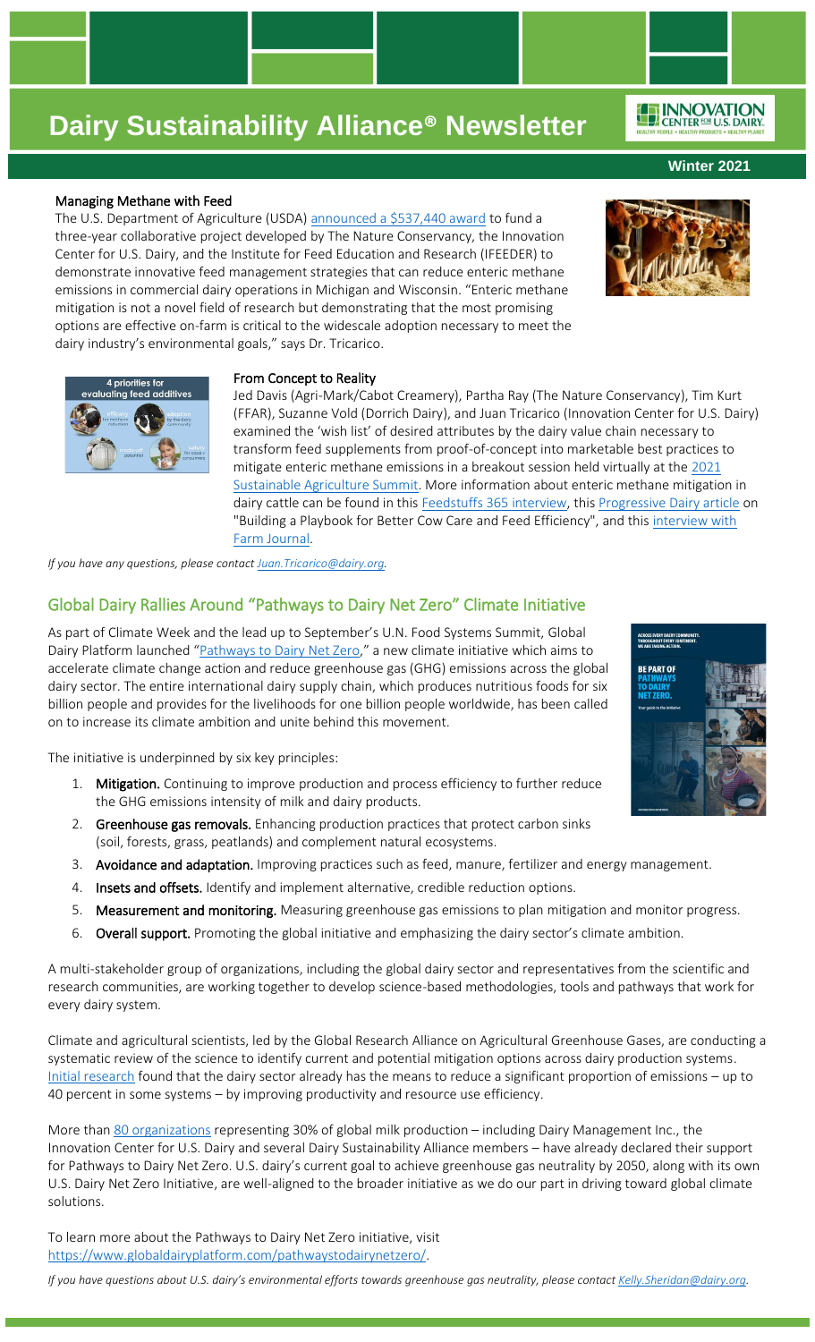# Dairy Sustainability Alliance® Newsletter

**Winter 2021**

### Managing Methane with Feed

The U.S. Department of Agriculture (USDA) announced a $537,440 award to fund a three-year collaborative project developed by The Nature Conservancy, the Innovation Center for U.S. Dairy, and the Institute for Feed Education and Research (IFEEDER) to demonstrate innovative feed management strategies that can reduce enteric methane emissions in commercial dairy operations in Michigan and Wisconsin. "Enteric methane mitigation is not a novel field of research but demonstrating that the most promising options are effective on-farm is critical to the widescale adoption necessary to meet the dairy industry's environmental goals," says Dr. Tricarico.

### From Concept to Reality

Jed Davis (Agri-Mark/Cabot Creamery), Partha Ray (The Nature Conservancy), Tim Kurt (FFAR), Suzanne Vold (Dorrich Dairy), and Juan Tricarico (Innovation Center for U.S. Dairy) examined the 'wish list' of desired attributes by the dairy value chain necessary to transform feed supplements from proof-of-concept into marketable best practices to mitigate enteric methane emissions in a breakout session held virtually at the 2021 Sustainable Agriculture Summit. More information about enteric methane mitigation in dairy cattle can be found in this Feedstuffs 365 interview, this Progressive Dairy article on "Building a Playbook for Better Cow Care and Feed Efficiency", and this interview with Farm Journal.

*If you have any questions, please contact Juan.Tricarico@dairy.org.*

## Global Dairy Rallies Around "Pathways to Dairy Net Zero" Climate Initiative

As part of Climate Week and the lead up to September's U.N. Food Systems Summit, Global Dairy Platform launched "Pathways to Dairy Net Zero," a new climate initiative which aims to accelerate climate change action and reduce greenhouse gas (GHG) emissions across the global dairy sector. The entire international dairy supply chain, which produces nutritious foods for six billion people and provides for the livelihoods for one billion people worldwide, has been called on to increase its climate ambition and unite behind this movement.

The initiative is underpinned by six key principles:

1. **Mitigation.** Continuing to improve production and process efficiency to further reduce the GHG emissions intensity of milk and dairy products.
2. **Greenhouse gas removals.** Enhancing production practices that protect carbon sinks (soil, forests, grass, peatlands) and complement natural ecosystems.
3. **Avoidance and adaptation.** Improving practices such as feed, manure, fertilizer and energy management.
4. **Insets and offsets.** Identify and implement alternative, credible reduction options.
5. **Measurement and monitoring.** Measuring greenhouse gas emissions to plan mitigation and monitor progress.
6. **Overall support.** Promoting the global initiative and emphasizing the dairy sector's climate ambition.

A multi-stakeholder group of organizations, including the global dairy sector and representatives from the scientific and research communities, are working together to develop science-based methodologies, tools and pathways that work for every dairy system.

Climate and agricultural scientists, led by the Global Research Alliance on Agricultural Greenhouse Gases, are conducting a systematic review of the science to identify current and potential mitigation options across dairy production systems. Initial research found that the dairy sector already has the means to reduce a significant proportion of emissions – up to 40 percent in some systems – by improving productivity and resource use efficiency.

More than 80 organizations representing 30% of global milk production – including Dairy Management Inc., the Innovation Center for U.S. Dairy and several Dairy Sustainability Alliance members – have already declared their support for Pathways to Dairy Net Zero. U.S. dairy's current goal to achieve greenhouse gas neutrality by 2050, along with its own U.S. Dairy Net Zero Initiative, are well-aligned to the broader initiative as we do our part in driving toward global climate solutions.

To learn more about the Pathways to Dairy Net Zero initiative, visit https://www.globaldairyplatform.com/pathwaystodairynetzero/.

*If you have questions about U.S. dairy's environmental efforts towards greenhouse gas neutrality, please contact Kelly.Sheridan@dairy.org.*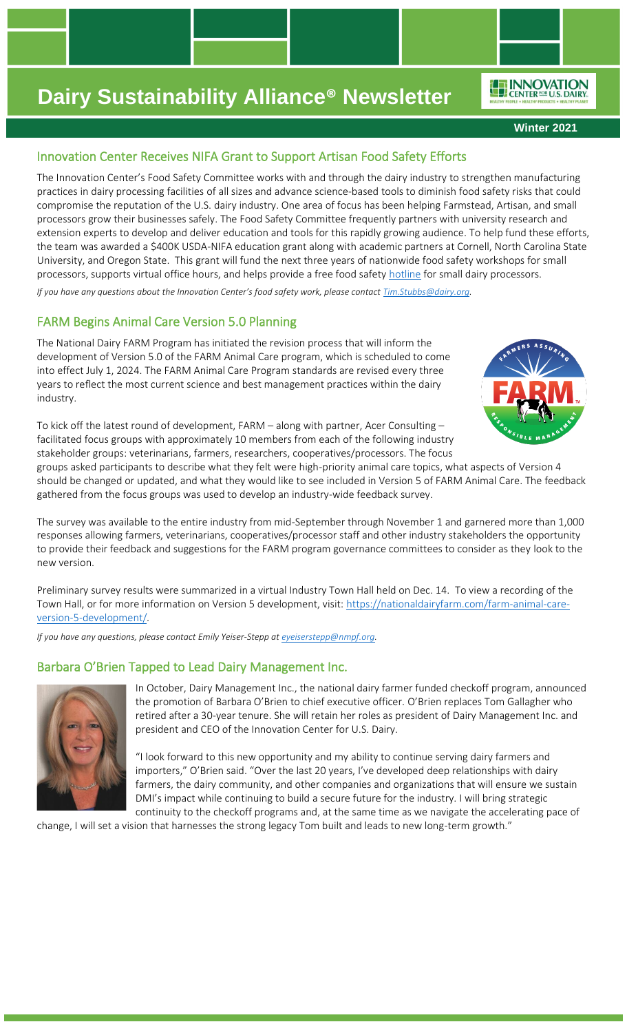# Dairy Sustainability Alliance® Newsletter

**Winter 2021**

## Innovation Center Receives NIFA Grant to Support Artisan Food Safety Efforts

The Innovation Center's Food Safety Committee works with and through the dairy industry to strengthen manufacturing practices in dairy processing facilities of all sizes and advance science-based tools to diminish food safety risks that could compromise the reputation of the U.S. dairy industry. One area of focus has been helping Farmstead, Artisan, and small processors grow their businesses safely. The Food Safety Committee frequently partners with university research and extension experts to develop and deliver education and tools for this rapidly growing audience. To help fund these efforts, the team was awarded a $400K USDA-NIFA education grant along with academic partners at Cornell, North Carolina State University, and Oregon State. This grant will fund the next three years of nationwide food safety workshops for small processors, supports virtual office hours, and helps provide a free food safety hotline for small dairy processors.

*If you have any questions about the Innovation Center's food safety work, please contact Tim.Stubbs@dairy.org.*

## FARM Begins Animal Care Version 5.0 Planning

The National Dairy FARM Program has initiated the revision process that will inform the development of Version 5.0 of the FARM Animal Care program, which is scheduled to come into effect July 1, 2024. The FARM Animal Care Program standards are revised every three years to reflect the most current science and best management practices within the dairy industry.

To kick off the latest round of development, FARM – along with partner, Acer Consulting – facilitated focus groups with approximately 10 members from each of the following industry stakeholder groups: veterinarians, farmers, researchers, cooperatives/processors. The focus groups asked participants to describe what they felt were high-priority animal care topics, what aspects of Version 4 should be changed or updated, and what they would like to see included in Version 5 of FARM Animal Care. The feedback gathered from the focus groups was used to develop an industry-wide feedback survey.

The survey was available to the entire industry from mid-September through November 1 and garnered more than 1,000 responses allowing farmers, veterinarians, cooperatives/processor staff and other industry stakeholders the opportunity to provide their feedback and suggestions for the FARM program governance committees to consider as they look to the new version.

Preliminary survey results were summarized in a virtual Industry Town Hall held on Dec. 14. To view a recording of the Town Hall, or for more information on Version 5 development, visit: https://nationaldairyfarm.com/farm-animal-care-version-5-development/.

*If you have any questions, please contact Emily Yeiser-Stepp at eyeiserstepp@nmpf.org.*

## Barbara O'Brien Tapped to Lead Dairy Management Inc.

In October, Dairy Management Inc., the national dairy farmer funded checkoff program, announced the promotion of Barbara O'Brien to chief executive officer. O'Brien replaces Tom Gallagher who retired after a 30-year tenure. She will retain her roles as president of Dairy Management Inc. and president and CEO of the Innovation Center for U.S. Dairy.

"I look forward to this new opportunity and my ability to continue serving dairy farmers and importers," O'Brien said. "Over the last 20 years, I've developed deep relationships with dairy farmers, the dairy community, and other companies and organizations that will ensure we sustain DMI's impact while continuing to build a secure future for the industry. I will bring strategic continuity to the checkoff programs and, at the same time as we navigate the accelerating pace of change, I will set a vision that harnesses the strong legacy Tom built and leads to new long-term growth."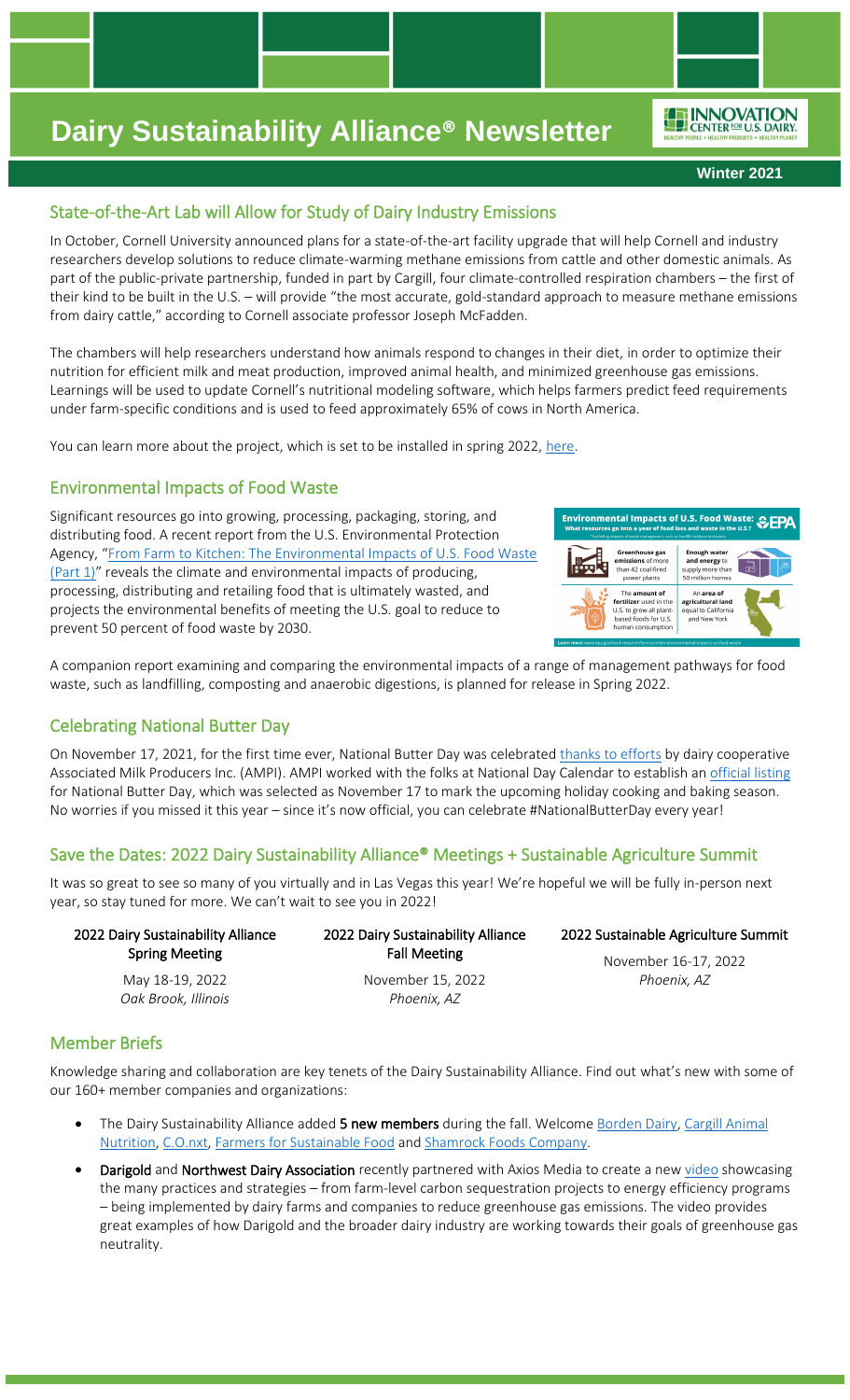# Dairy Sustainability Alliance® Newsletter

**Winter 2021**

## State-of-the-Art Lab will Allow for Study of Dairy Industry Emissions

In October, Cornell University announced plans for a state-of-the-art facility upgrade that will help Cornell and industry researchers develop solutions to reduce climate-warming methane emissions from cattle and other domestic animals. As part of the public-private partnership, funded in part by Cargill, four climate-controlled respiration chambers – the first of their kind to be built in the U.S. – will provide "the most accurate, gold-standard approach to measure methane emissions from dairy cattle," according to Cornell associate professor Joseph McFadden.

The chambers will help researchers understand how animals respond to changes in their diet, in order to optimize their nutrition for efficient milk and meat production, improved animal health, and minimized greenhouse gas emissions. Learnings will be used to update Cornell's nutritional modeling software, which helps farmers predict feed requirements under farm-specific conditions and is used to feed approximately 65% of cows in North America.

You can learn more about the project, which is set to be installed in spring 2022, here.

## Environmental Impacts of Food Waste

Significant resources go into growing, processing, packaging, storing, and distributing food. A recent report from the U.S. Environmental Protection Agency, "From Farm to Kitchen: The Environmental Impacts of U.S. Food Waste (Part 1)" reveals the climate and environmental impacts of producing, processing, distributing and retailing food that is ultimately wasted, and projects the environmental benefits of meeting the U.S. goal to reduce to prevent 50 percent of food waste by 2030.

**Environmental Impacts of U.S. Food Waste: What resources go into a year of food loss and waste in the U.S.?**

- **Greenhouse gas emissions** of more than 42 coal-fired power plants
- **Enough water and energy** to supply more than 50 million homes
- The **amount of fertilizer** used in the U.S. to grow all plant-based foods for U.S. human consumption
- An **area of agricultural land** equal to California and New York

A companion report examining and comparing the environmental impacts of a range of management pathways for food waste, such as landfilling, composting and anaerobic digestions, is planned for release in Spring 2022.

## Celebrating National Butter Day

On November 17, 2021, for the first time ever, National Butter Day was celebrated thanks to efforts by dairy cooperative Associated Milk Producers Inc. (AMPI). AMPI worked with the folks at National Day Calendar to establish an official listing for National Butter Day, which was selected as November 17 to mark the upcoming holiday cooking and baking season. No worries if you missed it this year – since it's now official, you can celebrate #NationalButterDay every year!

## Save the Dates: 2022 Dairy Sustainability Alliance® Meetings + Sustainable Agriculture Summit

It was so great to see so many of you virtually and in Las Vegas this year! We're hopeful we will be fully in-person next year, so stay tuned for more. We can't wait to see you in 2022!

**2022 Dairy Sustainability Alliance Spring Meeting**
May 18-19, 2022
*Oak Brook, Illinois*

**2022 Dairy Sustainability Alliance Fall Meeting**
November 15, 2022
*Phoenix, AZ*

**2022 Sustainable Agriculture Summit**
November 16-17, 2022
*Phoenix, AZ*

## Member Briefs

Knowledge sharing and collaboration are key tenets of the Dairy Sustainability Alliance. Find out what's new with some of our 160+ member companies and organizations:

- The Dairy Sustainability Alliance added **5 new members** during the fall. Welcome Borden Dairy, Cargill Animal Nutrition, C.O.nxt, Farmers for Sustainable Food and Shamrock Foods Company.
- **Darigold** and **Northwest Dairy Association** recently partnered with Axios Media to create a new video showcasing the many practices and strategies – from farm-level carbon sequestration projects to energy efficiency programs – being implemented by dairy farms and companies to reduce greenhouse gas emissions. The video provides great examples of how Darigold and the broader dairy industry are working towards their goals of greenhouse gas neutrality.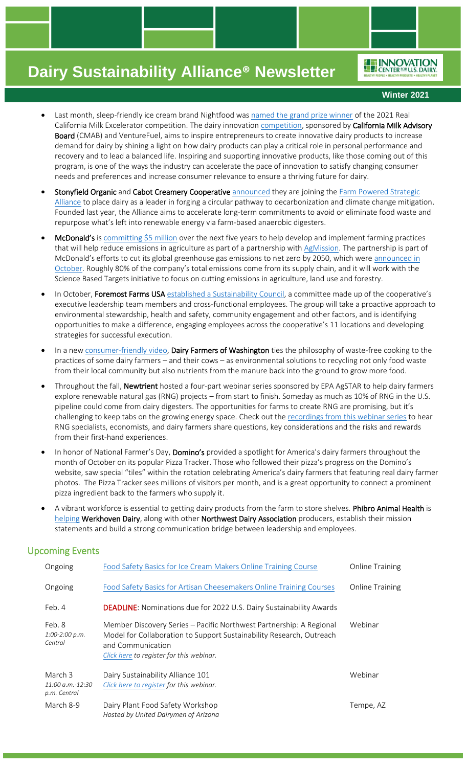- Last month, sleep-friendly ice cream brand Nightfood was named the grand prize winner of the 2021 Real California Milk Excelerator competition. The dairy innovation competition, sponsored by **California Milk Advisory Board** (CMAB) and VentureFuel, aims to inspire entrepreneurs to create innovative dairy products to increase demand for dairy by shining a light on how dairy products can play a critical role in personal performance and recovery and to lead a balanced life. Inspiring and supporting innovative products, like those coming out of this program, is one of the ways the industry can accelerate the pace of innovation to satisfy changing consumer needs and preferences and increase consumer relevance to ensure a thriving future for dairy.
- **Stonyfield Organic** and **Cabot Creamery Cooperative** announced they are joining the Farm Powered Strategic Alliance to place dairy as a leader in forging a circular pathway to decarbonization and climate change mitigation. Founded last year, the Alliance aims to accelerate long-term commitments to avoid or eliminate food waste and repurpose what's left into renewable energy via farm-based anaerobic digesters.
- **McDonald's** is committing $5 million over the next five years to help develop and implement farming practices that will help reduce emissions in agriculture as part of a partnership with AgMission. The partnership is part of McDonald's efforts to cut its global greenhouse gas emissions to net zero by 2050, which were announced in October. Roughly 80% of the company's total emissions come from its supply chain, and it will work with the Science Based Targets initiative to focus on cutting emissions in agriculture, land use and forestry.
- In October, **Foremost Farms USA** established a Sustainability Council, a committee made up of the cooperative's executive leadership team members and cross-functional employees. The group will take a proactive approach to environmental stewardship, health and safety, community engagement and other factors, and is identifying opportunities to make a difference, engaging employees across the cooperative's 11 locations and developing strategies for successful execution.
- In a new consumer-friendly video, **Dairy Farmers of Washington** ties the philosophy of waste-free cooking to the practices of some dairy farmers – and their cows – as environmental solutions to recycling not only food waste from their local community but also nutrients from the manure back into the ground to grow more food.
- Throughout the fall, **Newtrient** hosted a four-part webinar series sponsored by EPA AgSTAR to help dairy farmers explore renewable natural gas (RNG) projects – from start to finish. Someday as much as 10% of RNG in the U.S. pipeline could come from dairy digesters. The opportunities for farms to create RNG are promising, but it's challenging to keep tabs on the growing energy space. Check out the recordings from this webinar series to hear RNG specialists, economists, and dairy farmers share questions, key considerations and the risks and rewards from their first-hand experiences.
- In honor of National Farmer's Day, **Domino's** provided a spotlight for America's dairy farmers throughout the month of October on its popular Pizza Tracker. Those who followed their pizza's progress on the Domino's website, saw special "tiles" within the rotation celebrating America's dairy farmers that featuring real dairy farmer photos. The Pizza Tracker sees millions of visitors per month, and is a great opportunity to connect a prominent pizza ingredient back to the farmers who supply it.
- A vibrant workforce is essential to getting dairy products from the farm to store shelves. **Phibro Animal Health** is helping **Werkhoven Dairy**, along with other **Northwest Dairy Association** producers, establish their mission statements and build a strong communication bridge between leadership and employees.

## Upcoming Events

| | | |
|---|---|---|
| Ongoing | Food Safety Basics for Ice Cream Makers Online Training Course | Online Training |
| Ongoing | Food Safety Basics for Artisan Cheesemakers Online Training Courses | Online Training |
| Feb. 4 | **DEADLINE**: Nominations due for 2022 U.S. Dairy Sustainability Awards | |
| Feb. 8<br>*1:00-2:00 p.m. Central* | Member Discovery Series – Pacific Northwest Partnership: A Regional Model for Collaboration to Support Sustainability Research, Outreach and Communication<br>*Click here to register for this webinar.* | Webinar |
| March 3<br>*11:00 a.m.-12:30 p.m. Central* | Dairy Sustainability Alliance 101<br>*Click here to register for this webinar.* | Webinar |
| March 8-9 | Dairy Plant Food Safety Workshop<br>*Hosted by United Dairymen of Arizona* | Tempe, AZ |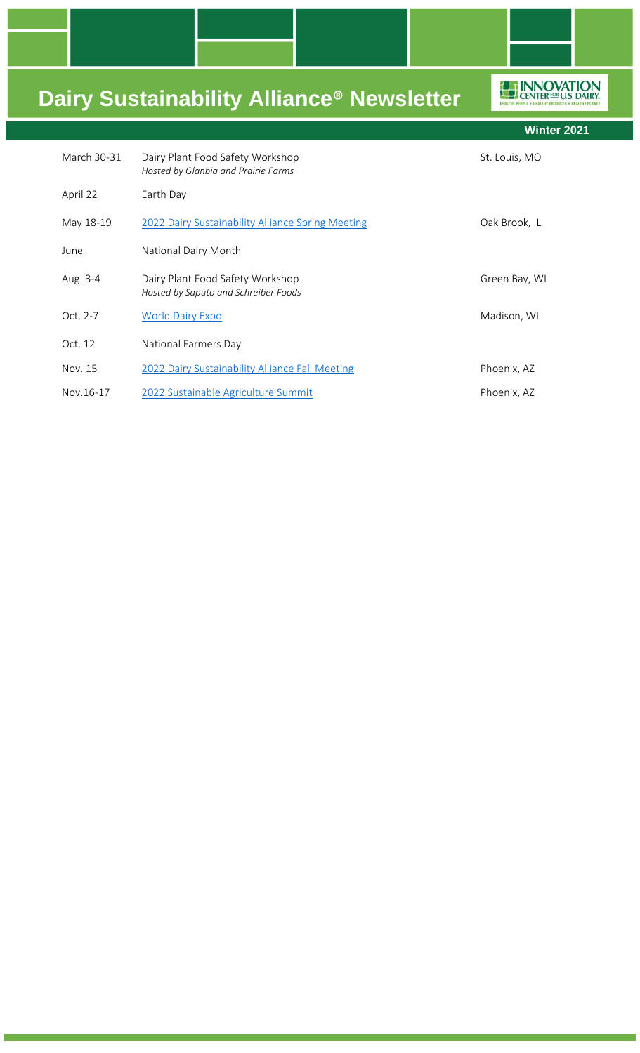| | | |
|---|---|---|
| March 30-31 | Dairy Plant Food Safety Workshop<br>*Hosted by Glanbia and Prairie Farms* | St. Louis, MO |
| April 22 | Earth Day | |
| May 18-19 | 2022 Dairy Sustainability Alliance Spring Meeting | Oak Brook, IL |
| June | National Dairy Month | |
| Aug. 3-4 | Dairy Plant Food Safety Workshop<br>*Hosted by Saputo and Schreiber Foods* | Green Bay, WI |
| Oct. 2-7 | World Dairy Expo | Madison, WI |
| Oct. 12 | National Farmers Day | |
| Nov. 15 | 2022 Dairy Sustainability Alliance Fall Meeting | Phoenix, AZ |
| Nov.16-17 | 2022 Sustainable Agriculture Summit | Phoenix, AZ |